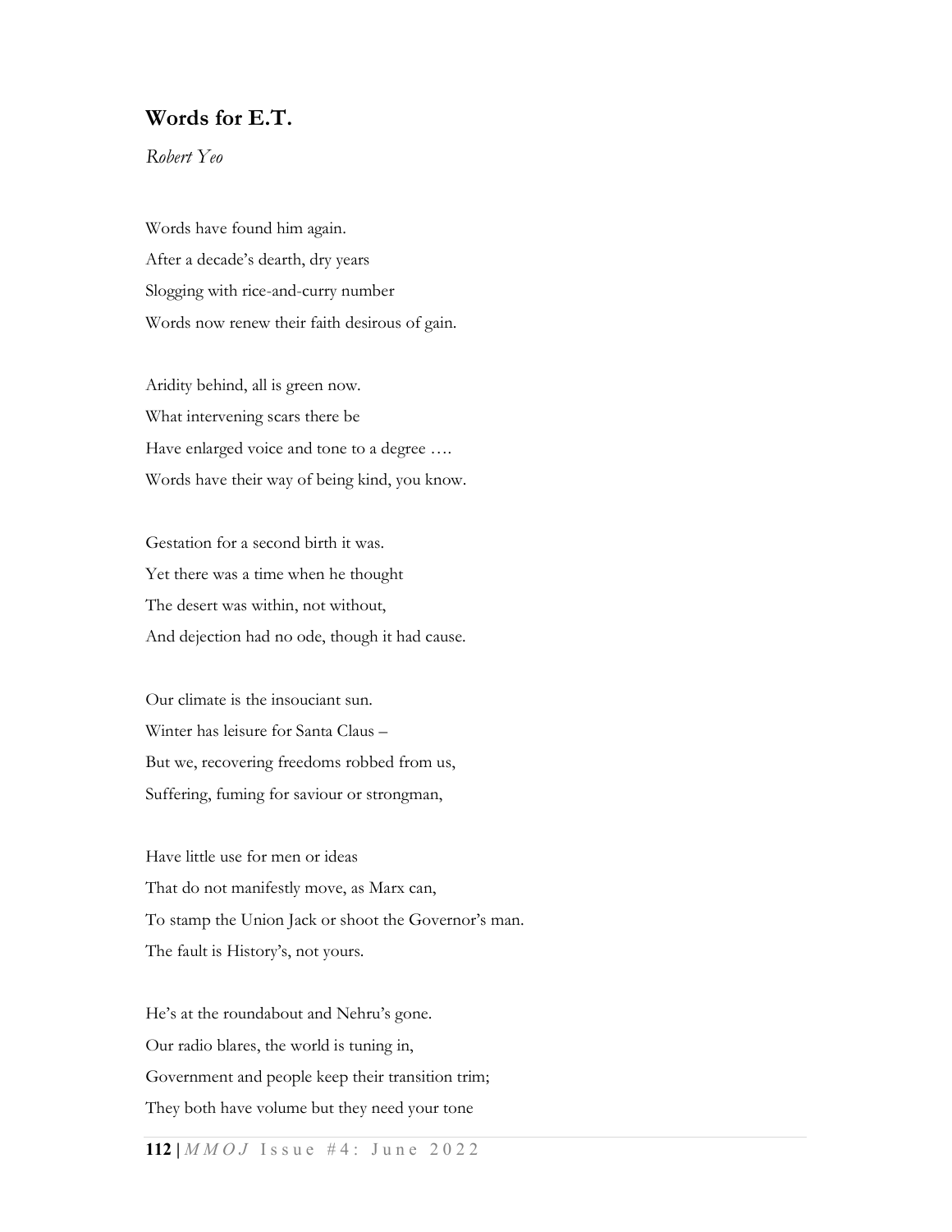## Words for E.T.

*Robert Yeo*

Words have found him again.  
After a decade's dearth, dry years  
Slogging with rice-and-curry number  
Words now renew their faith desirous of gain.

Aridity behind, all is green now.  
What intervening scars there be  
Have enlarged voice and tone to a degree ….  
Words have their way of being kind, you know.

Gestation for a second birth it was.  
Yet there was a time when he thought  
The desert was within, not without,  
And dejection had no ode, though it had cause.

Our climate is the insouciant sun.  
Winter has leisure for Santa Claus –  
But we, recovering freedoms robbed from us,  
Suffering, fuming for saviour or strongman,

Have little use for men or ideas  
That do not manifestly move, as Marx can,  
To stamp the Union Jack or shoot the Governor's man.  
The fault is History's, not yours.

He's at the roundabout and Nehru's gone.  
Our radio blares, the world is tuning in,  
Government and people keep their transition trim;  
They both have volume but they need your tone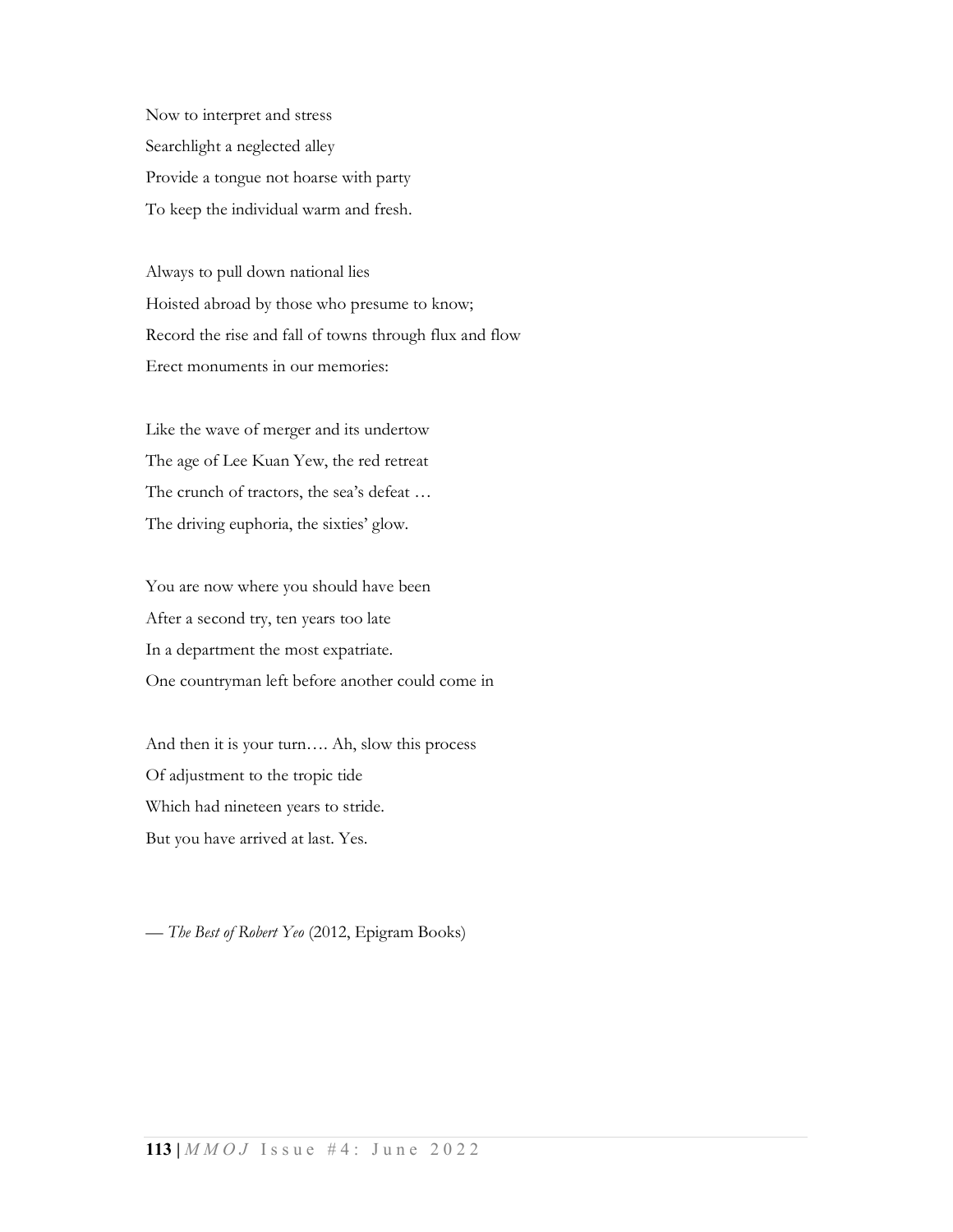Now to interpret and stress
Searchlight a neglected alley
Provide a tongue not hoarse with party
To keep the individual warm and fresh.

Always to pull down national lies
Hoisted abroad by those who presume to know;
Record the rise and fall of towns through flux and flow
Erect monuments in our memories:

Like the wave of merger and its undertow
The age of Lee Kuan Yew, the red retreat
The crunch of tractors, the sea's defeat …
The driving euphoria, the sixties' glow.

You are now where you should have been
After a second try, ten years too late
In a department the most expatriate.
One countryman left before another could come in

And then it is your turn…. Ah, slow this process
Of adjustment to the tropic tide
Which had nineteen years to stride.
But you have arrived at last. Yes.

— *The Best of Robert Yeo* (2012, Epigram Books)